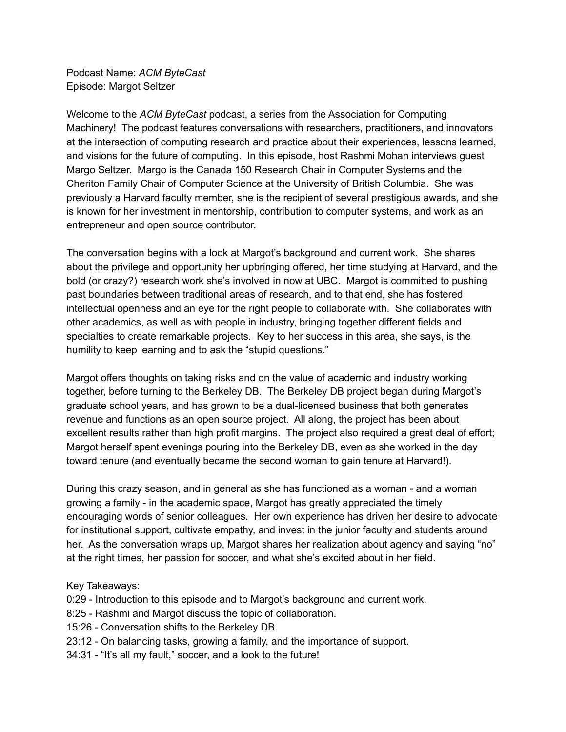Podcast Name: *ACM ByteCast*
Episode: Margot Seltzer

Welcome to the *ACM ByteCast* podcast, a series from the Association for Computing Machinery! The podcast features conversations with researchers, practitioners, and innovators at the intersection of computing research and practice about their experiences, lessons learned, and visions for the future of computing. In this episode, host Rashmi Mohan interviews guest Margo Seltzer. Margo is the Canada 150 Research Chair in Computer Systems and the Cheriton Family Chair of Computer Science at the University of British Columbia. She was previously a Harvard faculty member, she is the recipient of several prestigious awards, and she is known for her investment in mentorship, contribution to computer systems, and work as an entrepreneur and open source contributor.

The conversation begins with a look at Margot's background and current work. She shares about the privilege and opportunity her upbringing offered, her time studying at Harvard, and the bold (or crazy?) research work she's involved in now at UBC. Margot is committed to pushing past boundaries between traditional areas of research, and to that end, she has fostered intellectual openness and an eye for the right people to collaborate with. She collaborates with other academics, as well as with people in industry, bringing together different fields and specialties to create remarkable projects. Key to her success in this area, she says, is the humility to keep learning and to ask the "stupid questions."

Margot offers thoughts on taking risks and on the value of academic and industry working together, before turning to the Berkeley DB. The Berkeley DB project began during Margot's graduate school years, and has grown to be a dual-licensed business that both generates revenue and functions as an open source project. All along, the project has been about excellent results rather than high profit margins. The project also required a great deal of effort; Margot herself spent evenings pouring into the Berkeley DB, even as she worked in the day toward tenure (and eventually became the second woman to gain tenure at Harvard!).

During this crazy season, and in general as she has functioned as a woman - and a woman growing a family - in the academic space, Margot has greatly appreciated the timely encouraging words of senior colleagues. Her own experience has driven her desire to advocate for institutional support, cultivate empathy, and invest in the junior faculty and students around her. As the conversation wraps up, Margot shares her realization about agency and saying "no" at the right times, her passion for soccer, and what she's excited about in her field.

Key Takeaways:
0:29 - Introduction to this episode and to Margot's background and current work.
8:25 - Rashmi and Margot discuss the topic of collaboration.
15:26 - Conversation shifts to the Berkeley DB.
23:12 - On balancing tasks, growing a family, and the importance of support.
34:31 - "It's all my fault," soccer, and a look to the future!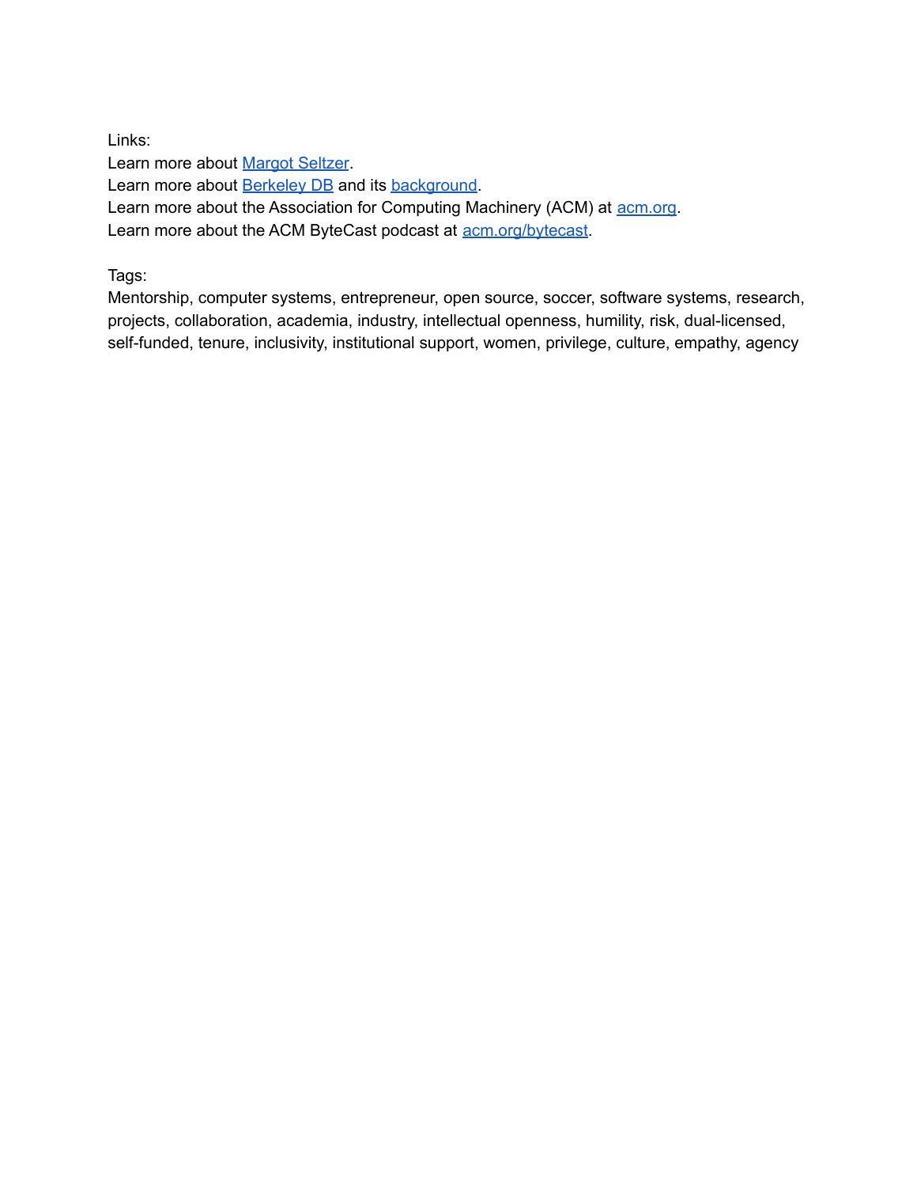Links:
Learn more about Margot Seltzer.
Learn more about Berkeley DB and its background.
Learn more about the Association for Computing Machinery (ACM) at acm.org.
Learn more about the ACM ByteCast podcast at acm.org/bytecast.

Tags:
Mentorship, computer systems, entrepreneur, open source, soccer, software systems, research, projects, collaboration, academia, industry, intellectual openness, humility, risk, dual-licensed, self-funded, tenure, inclusivity, institutional support, women, privilege, culture, empathy, agency